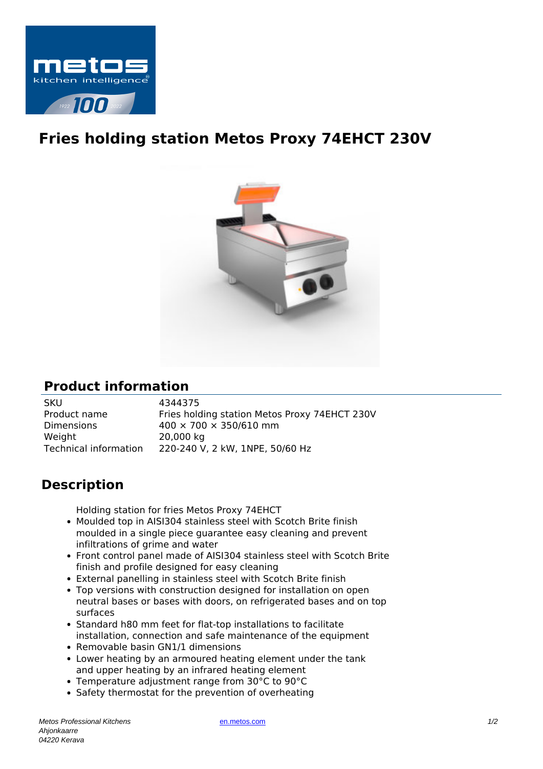# Fries holding station Metos Proxy 74EHCT 230V

## Product information

| | |
|---|---|
| SKU | 4344375 |
| Product name | Fries holding station Metos Proxy 74EHCT 230V |
| Dimensions | 400 × 700 × 350/610 mm |
| Weight | 20,000 kg |
| Technical information | 220-240 V, 2 kW, 1NPE, 50/60 Hz |

## Description

Holding station for fries Metos Proxy 74EHCT

- Moulded top in AISI304 stainless steel with Scotch Brite finish moulded in a single piece guarantee easy cleaning and prevent infiltrations of grime and water
- Front control panel made of AISI304 stainless steel with Scotch Brite finish and profile designed for easy cleaning
- External panelling in stainless steel with Scotch Brite finish
- Top versions with construction designed for installation on open neutral bases or bases with doors, on refrigerated bases and on top surfaces
- Standard h80 mm feet for flat-top installations to facilitate installation, connection and safe maintenance of the equipment
- Removable basin GN1/1 dimensions
- Lower heating by an armoured heating element under the tank and upper heating by an infrared heating element
- Temperature adjustment range from 30°C to 90°C
- Safety thermostat for the prevention of overheating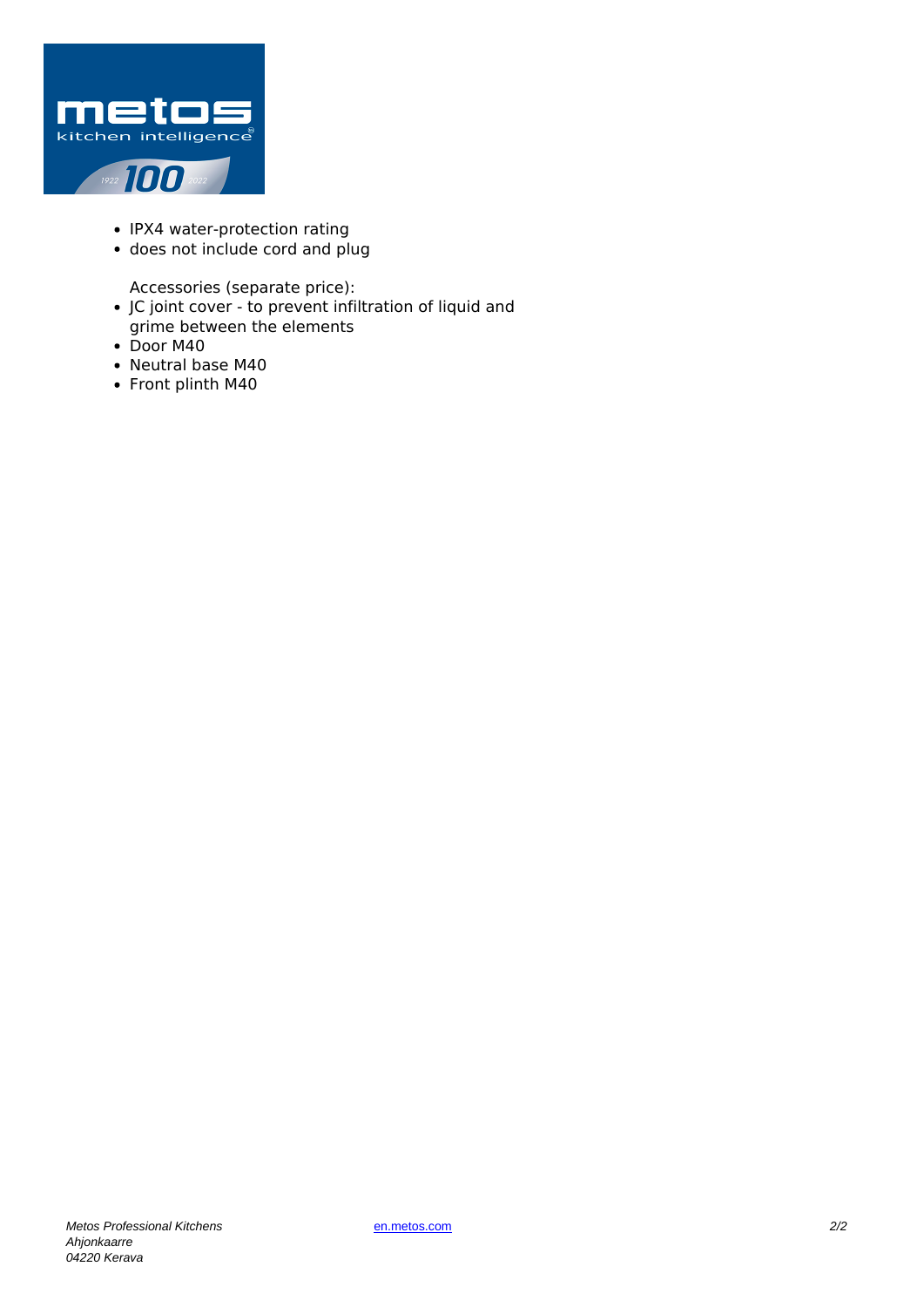- IPX4 water-protection rating
- does not include cord and plug

  Accessories (separate price):
- JC joint cover - to prevent infiltration of liquid and grime between the elements
- Door M40
- Neutral base M40
- Front plinth M40